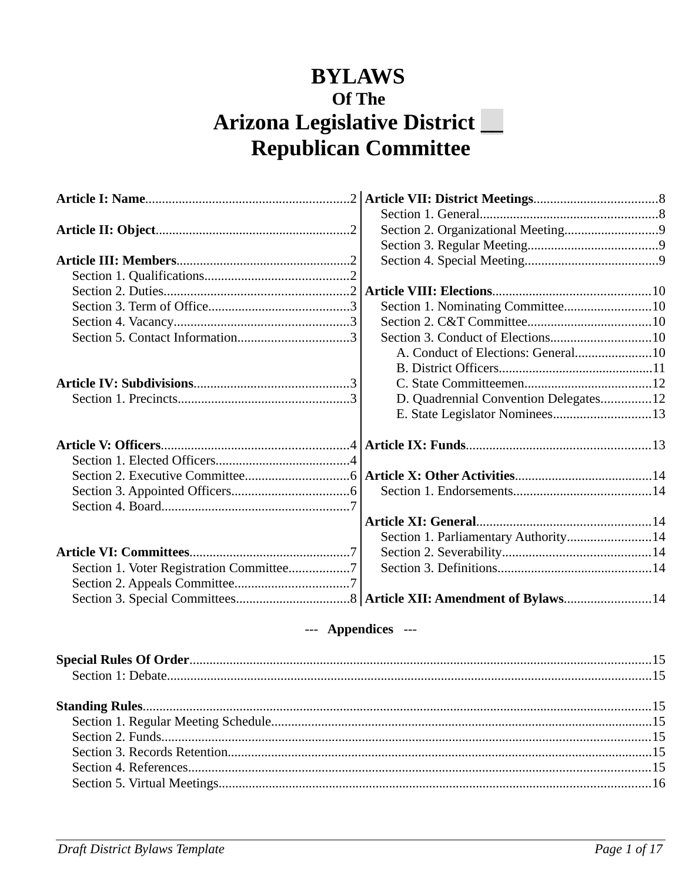# BYLAWS
## Of The
# Arizona Legislative District __
# Republican Committee

**Article I: Name**............................................................2

**Article II: Object**..........................................................2

**Article III: Members**....................................................2
- Section 1. Qualifications............................................2
- Section 2. Duties.......................................................2
- Section 3. Term of Office..........................................3
- Section 4. Vacancy....................................................3
- Section 5. Contact Information.................................3

**Article IV: Subdivisions**..............................................3
- Section 1. Precincts...................................................3

**Article V: Officers**.......................................................4
- Section 1. Elected Officers........................................4
- Section 2. Executive Committee...............................6
- Section 3. Appointed Officers...................................6
- Section 4. Board........................................................7

**Article VI: Committees**...............................................7
- Section 1. Voter Registration Committee..................7
- Section 2. Appeals Committee..................................7
- Section 3. Special Committees.................................8

**Article VII: District Meetings**.....................................8
- Section 1. General.....................................................8
- Section 2. Organizational Meeting............................9
- Section 3. Regular Meeting.......................................9
- Section 4. Special Meeting........................................9

**Article VIII: Elections**...............................................10
- Section 1. Nominating Committee..........................10
- Section 2. C&T Committee.....................................10
- Section 3. Conduct of Elections..............................10
  - A. Conduct of Elections: General.......................10
  - B. District Officers..............................................11
  - C. State Committeemen......................................12
  - D. Quadrennial Convention Delegates...............12
  - E. State Legislator Nominees.............................13

**Article IX: Funds**.......................................................13

**Article X: Other Activities**.........................................14
- Section 1. Endorsements.........................................14

**Article XI: General**....................................................14
- Section 1. Parliamentary Authority.........................14
- Section 2. Severability............................................14
- Section 3. Definitions..............................................14

**Article XII: Amendment of Bylaws**..........................14

--- **Appendices** ---

**Special Rules Of Order**.........................................................................................................................15
- Section 1: Debate................................................................................................................................15

**Standing Rules**.......................................................................................................................................15
- Section 1. Regular Meeting Schedule.................................................................................................15
- Section 2. Funds...................................................................................................................................15
- Section 3. Records Retention..............................................................................................................15
- Section 4. References..........................................................................................................................15
- Section 5. Virtual Meetings.................................................................................................................16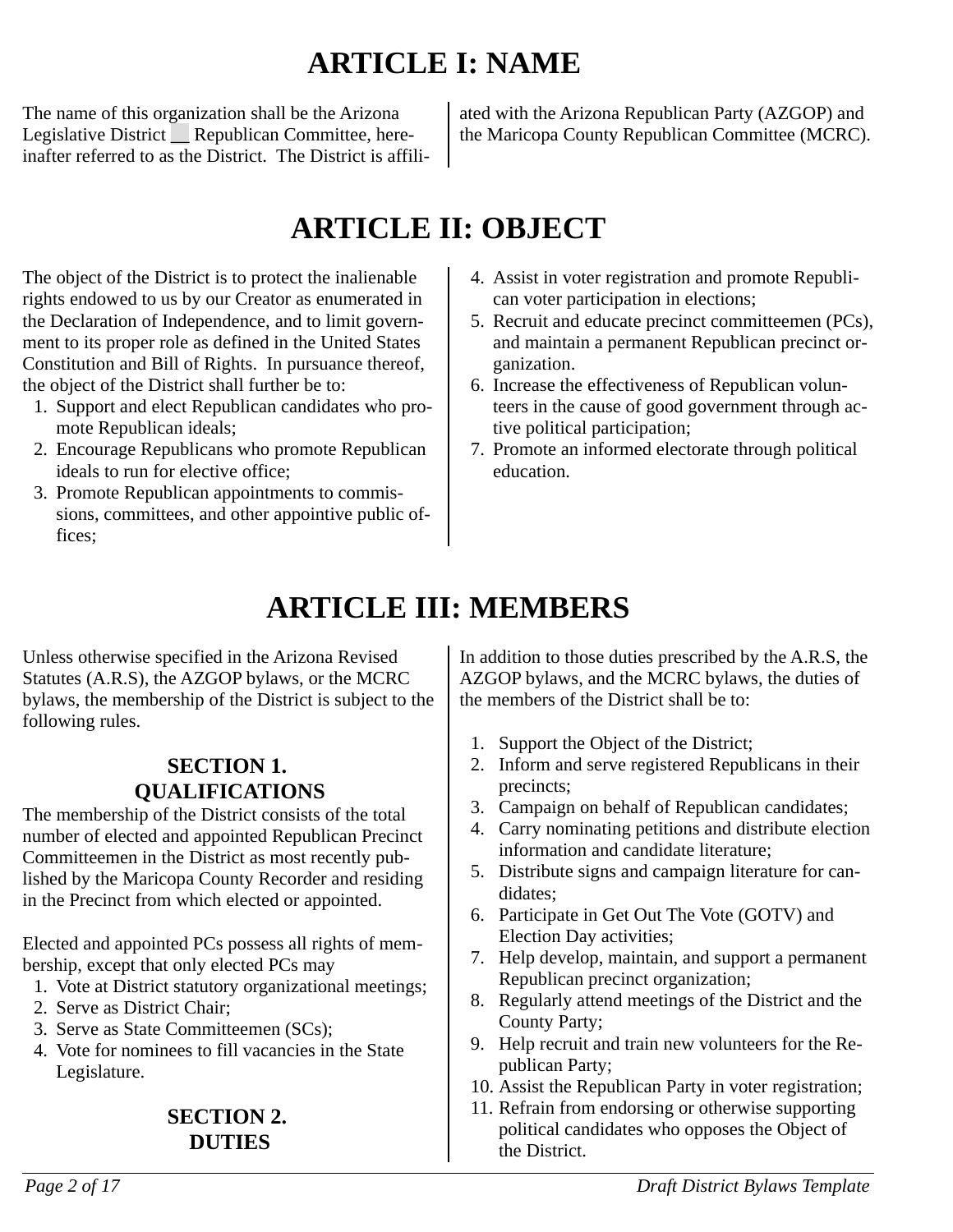# ARTICLE I: NAME

The name of this organization shall be the Arizona Legislative District __ Republican Committee, hereinafter referred to as the District. The District is affiliated with the Arizona Republican Party (AZGOP) and the Maricopa County Republican Committee (MCRC).

# ARTICLE II: OBJECT

The object of the District is to protect the inalienable rights endowed to us by our Creator as enumerated in the Declaration of Independence, and to limit government to its proper role as defined in the United States Constitution and Bill of Rights. In pursuance thereof, the object of the District shall further be to:

1. Support and elect Republican candidates who promote Republican ideals;
2. Encourage Republicans who promote Republican ideals to run for elective office;
3. Promote Republican appointments to commissions, committees, and other appointive public offices;
4. Assist in voter registration and promote Republican voter participation in elections;
5. Recruit and educate precinct committeemen (PCs), and maintain a permanent Republican precinct organization.
6. Increase the effectiveness of Republican volunteers in the cause of good government through active political participation;
7. Promote an informed electorate through political education.

# ARTICLE III: MEMBERS

Unless otherwise specified in the Arizona Revised Statutes (A.R.S), the AZGOP bylaws, or the MCRC bylaws, the membership of the District is subject to the following rules.

### SECTION 1. QUALIFICATIONS

The membership of the District consists of the total number of elected and appointed Republican Precinct Committeemen in the District as most recently published by the Maricopa County Recorder and residing in the Precinct from which elected or appointed.

Elected and appointed PCs possess all rights of membership, except that only elected PCs may

1. Vote at District statutory organizational meetings;
2. Serve as District Chair;
3. Serve as State Committeemen (SCs);
4. Vote for nominees to fill vacancies in the State Legislature.

### SECTION 2. DUTIES

In addition to those duties prescribed by the A.R.S, the AZGOP bylaws, and the MCRC bylaws, the duties of the members of the District shall be to:

1. Support the Object of the District;
2. Inform and serve registered Republicans in their precincts;
3. Campaign on behalf of Republican candidates;
4. Carry nominating petitions and distribute election information and candidate literature;
5. Distribute signs and campaign literature for candidates;
6. Participate in Get Out The Vote (GOTV) and Election Day activities;
7. Help develop, maintain, and support a permanent Republican precinct organization;
8. Regularly attend meetings of the District and the County Party;
9. Help recruit and train new volunteers for the Republican Party;
10. Assist the Republican Party in voter registration;
11. Refrain from endorsing or otherwise supporting political candidates who opposes the Object of the District.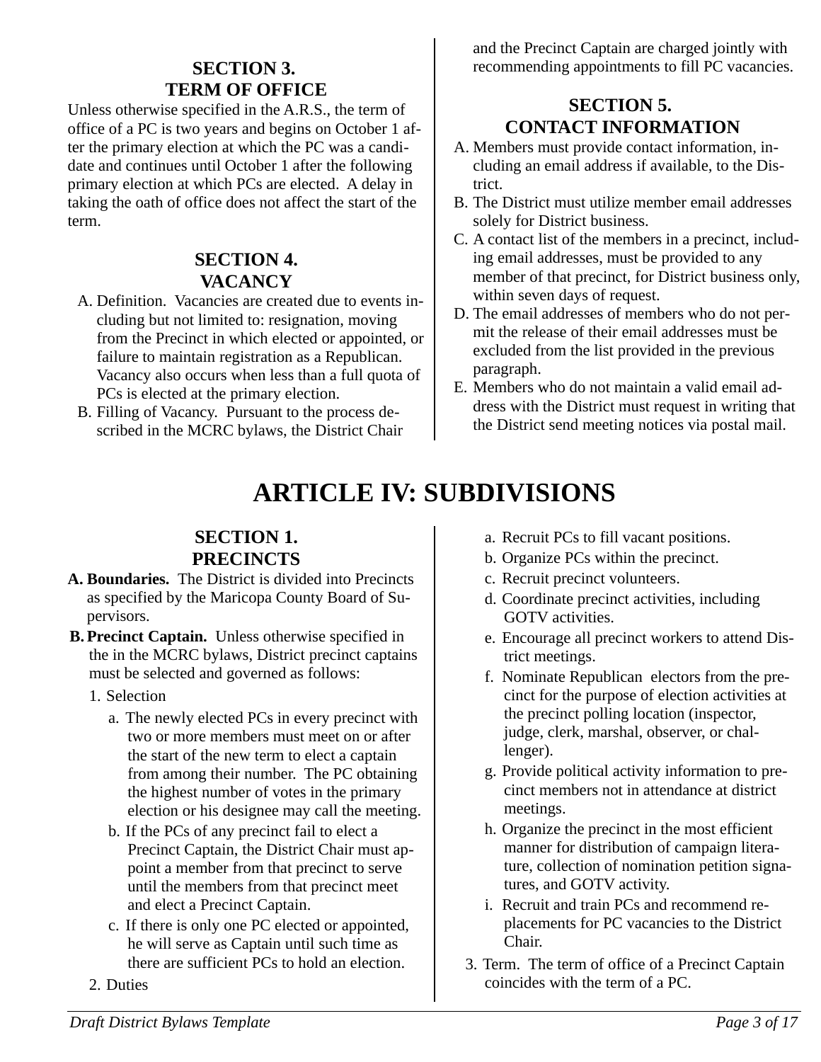### SECTION 3.
### TERM OF OFFICE

Unless otherwise specified in the A.R.S., the term of office of a PC is two years and begins on October 1 after the primary election at which the PC was a candidate and continues until October 1 after the following primary election at which PCs are elected. A delay in taking the oath of office does not affect the start of the term.

### SECTION 4.
### VACANCY

A. Definition. Vacancies are created due to events including but not limited to: resignation, moving from the Precinct in which elected or appointed, or failure to maintain registration as a Republican. Vacancy also occurs when less than a full quota of PCs is elected at the primary election.
B. Filling of Vacancy. Pursuant to the process described in the MCRC bylaws, the District Chair and the Precinct Captain are charged jointly with recommending appointments to fill PC vacancies.

### SECTION 5.
### CONTACT INFORMATION

A. Members must provide contact information, including an email address if available, to the District.
B. The District must utilize member email addresses solely for District business.
C. A contact list of the members in a precinct, including email addresses, must be provided to any member of that precinct, for District business only, within seven days of request.
D. The email addresses of members who do not permit the release of their email addresses must be excluded from the list provided in the previous paragraph.
E. Members who do not maintain a valid email address with the District must request in writing that the District send meeting notices via postal mail.

# ARTICLE IV: SUBDIVISIONS

### SECTION 1.
### PRECINCTS

**A. Boundaries.** The District is divided into Precincts as specified by the Maricopa County Board of Supervisors.

**B. Precinct Captain.** Unless otherwise specified in the in the MCRC bylaws, District precinct captains must be selected and governed as follows:

1. Selection
   a. The newly elected PCs in every precinct with two or more members must meet on or after the start of the new term to elect a captain from among their number. The PC obtaining the highest number of votes in the primary election or his designee may call the meeting.
   b. If the PCs of any precinct fail to elect a Precinct Captain, the District Chair must appoint a member from that precinct to serve until the members from that precinct meet and elect a Precinct Captain.
   c. If there is only one PC elected or appointed, he will serve as Captain until such time as there are sufficient PCs to hold an election.
2. Duties
   a. Recruit PCs to fill vacant positions.
   b. Organize PCs within the precinct.
   c. Recruit precinct volunteers.
   d. Coordinate precinct activities, including GOTV activities.
   e. Encourage all precinct workers to attend District meetings.
   f. Nominate Republican electors from the precinct for the purpose of election activities at the precinct polling location (inspector, judge, clerk, marshal, observer, or challenger).
   g. Provide political activity information to precinct members not in attendance at district meetings.
   h. Organize the precinct in the most efficient manner for distribution of campaign literature, collection of nomination petition signatures, and GOTV activity.
   i. Recruit and train PCs and recommend replacements for PC vacancies to the District Chair.
3. Term. The term of office of a Precinct Captain coincides with the term of a PC.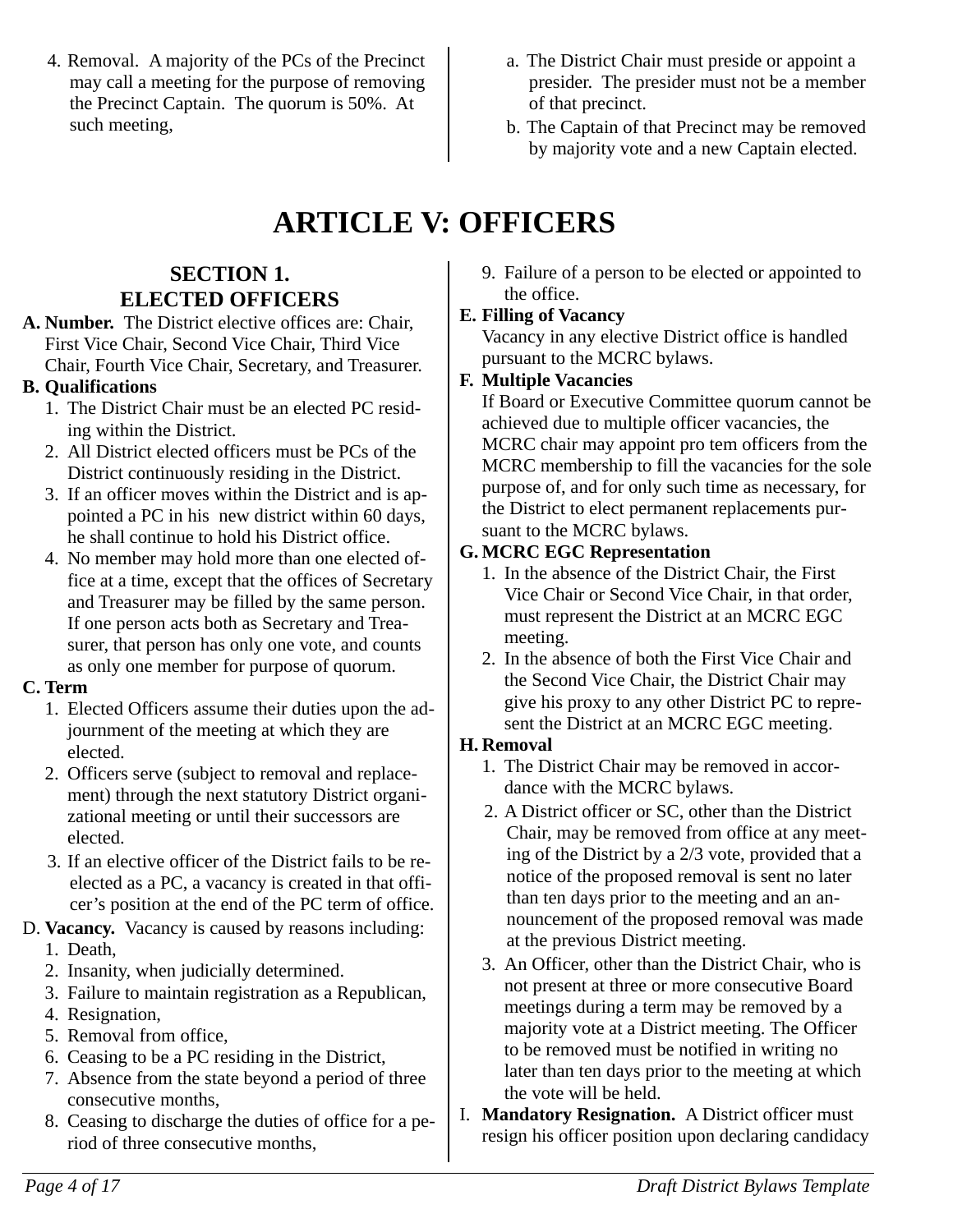4. Removal. A majority of the PCs of the Precinct may call a meeting for the purpose of removing the Precinct Captain. The quorum is 50%. At such meeting,
   a. The District Chair must preside or appoint a presider. The presider must not be a member of that precinct.
   b. The Captain of that Precinct may be removed by majority vote and a new Captain elected.

# ARTICLE V: OFFICERS

## SECTION 1. ELECTED OFFICERS

**A. Number.** The District elective offices are: Chair, First Vice Chair, Second Vice Chair, Third Vice Chair, Fourth Vice Chair, Secretary, and Treasurer.

**B. Qualifications**

1. The District Chair must be an elected PC residing within the District.
2. All District elected officers must be PCs of the District continuously residing in the District.
3. If an officer moves within the District and is appointed a PC in his new district within 60 days, he shall continue to hold his District office.
4. No member may hold more than one elected office at a time, except that the offices of Secretary and Treasurer may be filled by the same person. If one person acts both as Secretary and Treasurer, that person has only one vote, and counts as only one member for purpose of quorum.

**C. Term**

1. Elected Officers assume their duties upon the adjournment of the meeting at which they are elected.
2. Officers serve (subject to removal and replacement) through the next statutory District organizational meeting or until their successors are elected.
3. If an elective officer of the District fails to be re-elected as a PC, a vacancy is created in that officer's position at the end of the PC term of office.

D. **Vacancy.** Vacancy is caused by reasons including:

1. Death,
2. Insanity, when judicially determined.
3. Failure to maintain registration as a Republican,
4. Resignation,
5. Removal from office,
6. Ceasing to be a PC residing in the District,
7. Absence from the state beyond a period of three consecutive months,
8. Ceasing to discharge the duties of office for a period of three consecutive months,
9. Failure of a person to be elected or appointed to the office.

**E. Filling of Vacancy**

Vacancy in any elective District office is handled pursuant to the MCRC bylaws.

**F. Multiple Vacancies**

If Board or Executive Committee quorum cannot be achieved due to multiple officer vacancies, the MCRC chair may appoint pro tem officers from the MCRC membership to fill the vacancies for the sole purpose of, and for only such time as necessary, for the District to elect permanent replacements pursuant to the MCRC bylaws.

**G. MCRC EGC Representation**

1. In the absence of the District Chair, the First Vice Chair or Second Vice Chair, in that order, must represent the District at an MCRC EGC meeting.
2. In the absence of both the First Vice Chair and the Second Vice Chair, the District Chair may give his proxy to any other District PC to represent the District at an MCRC EGC meeting.

**H. Removal**

1. The District Chair may be removed in accordance with the MCRC bylaws.
2. A District officer or SC, other than the District Chair, may be removed from office at any meeting of the District by a 2/3 vote, provided that a notice of the proposed removal is sent no later than ten days prior to the meeting and an announcement of the proposed removal was made at the previous District meeting.
3. An Officer, other than the District Chair, who is not present at three or more consecutive Board meetings during a term may be removed by a majority vote at a District meeting. The Officer to be removed must be notified in writing no later than ten days prior to the meeting at which the vote will be held.

I. **Mandatory Resignation.** A District officer must resign his officer position upon declaring candidacy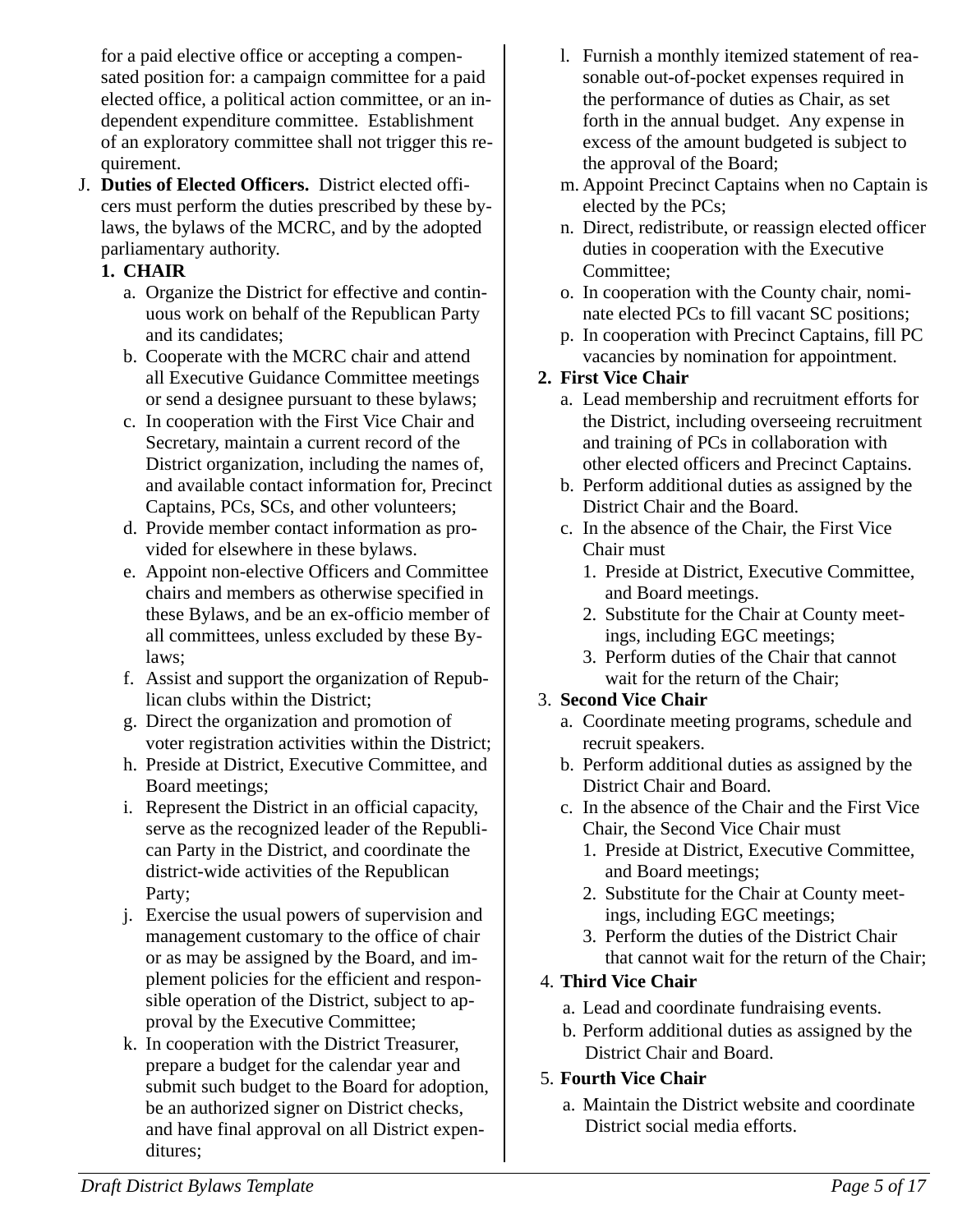for a paid elective office or accepting a compensated position for: a campaign committee for a paid elected office, a political action committee, or an independent expenditure committee. Establishment of an exploratory committee shall not trigger this requirement.

J. **Duties of Elected Officers.** District elected officers must perform the duties prescribed by these bylaws, the bylaws of the MCRC, and by the adopted parliamentary authority.

   1. **CHAIR**
      a. Organize the District for effective and continuous work on behalf of the Republican Party and its candidates;
      b. Cooperate with the MCRC chair and attend all Executive Guidance Committee meetings or send a designee pursuant to these bylaws;
      c. In cooperation with the First Vice Chair and Secretary, maintain a current record of the District organization, including the names of, and available contact information for, Precinct Captains, PCs, SCs, and other volunteers;
      d. Provide member contact information as provided for elsewhere in these bylaws.
      e. Appoint non-elective Officers and Committee chairs and members as otherwise specified in these Bylaws, and be an ex-officio member of all committees, unless excluded by these Bylaws;
      f. Assist and support the organization of Republican clubs within the District;
      g. Direct the organization and promotion of voter registration activities within the District;
      h. Preside at District, Executive Committee, and Board meetings;
      i. Represent the District in an official capacity, serve as the recognized leader of the Republican Party in the District, and coordinate the district-wide activities of the Republican Party;
      j. Exercise the usual powers of supervision and management customary to the office of chair or as may be assigned by the Board, and implement policies for the efficient and responsible operation of the District, subject to approval by the Executive Committee;
      k. In cooperation with the District Treasurer, prepare a budget for the calendar year and submit such budget to the Board for adoption, be an authorized signer on District checks, and have final approval on all District expenditures;
      l. Furnish a monthly itemized statement of reasonable out-of-pocket expenses required in the performance of duties as Chair, as set forth in the annual budget. Any expense in excess of the amount budgeted is subject to the approval of the Board;
      m. Appoint Precinct Captains when no Captain is elected by the PCs;
      n. Direct, redistribute, or reassign elected officer duties in cooperation with the Executive Committee;
      o. In cooperation with the County chair, nominate elected PCs to fill vacant SC positions;
      p. In cooperation with Precinct Captains, fill PC vacancies by nomination for appointment.

   2. **First Vice Chair**
      a. Lead membership and recruitment efforts for the District, including overseeing recruitment and training of PCs in collaboration with other elected officers and Precinct Captains.
      b. Perform additional duties as assigned by the District Chair and the Board.
      c. In the absence of the Chair, the First Vice Chair must
         1. Preside at District, Executive Committee, and Board meetings.
         2. Substitute for the Chair at County meetings, including EGC meetings;
         3. Perform duties of the Chair that cannot wait for the return of the Chair;

   3. **Second Vice Chair**
      a. Coordinate meeting programs, schedule and recruit speakers.
      b. Perform additional duties as assigned by the District Chair and Board.
      c. In the absence of the Chair and the First Vice Chair, the Second Vice Chair must
         1. Preside at District, Executive Committee, and Board meetings;
         2. Substitute for the Chair at County meetings, including EGC meetings;
         3. Perform the duties of the District Chair that cannot wait for the return of the Chair;

   4. **Third Vice Chair**
      a. Lead and coordinate fundraising events.
      b. Perform additional duties as assigned by the District Chair and Board.

   5. **Fourth Vice Chair**
      a. Maintain the District website and coordinate District social media efforts.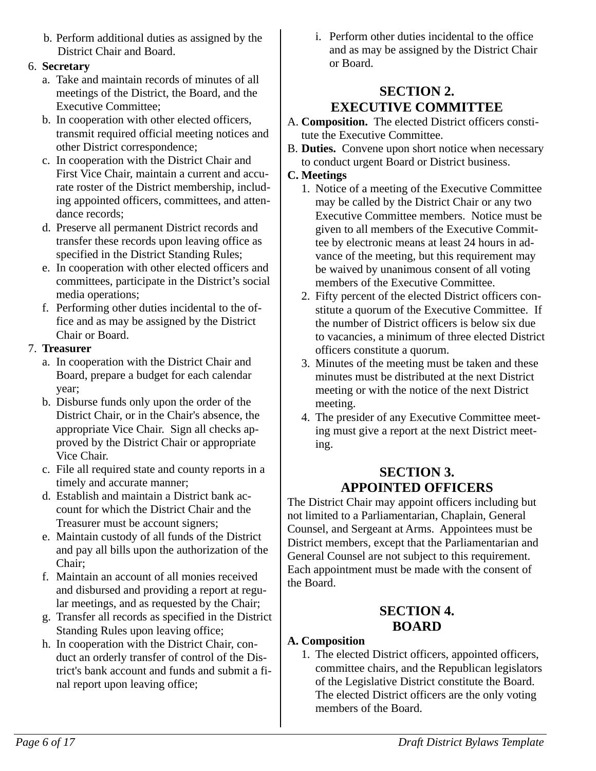b. Perform additional duties as assigned by the District Chair and Board.

6. **Secretary**
   a. Take and maintain records of minutes of all meetings of the District, the Board, and the Executive Committee;
   b. In cooperation with other elected officers, transmit required official meeting notices and other District correspondence;
   c. In cooperation with the District Chair and First Vice Chair, maintain a current and accurate roster of the District membership, including appointed officers, committees, and attendance records;
   d. Preserve all permanent District records and transfer these records upon leaving office as specified in the District Standing Rules;
   e. In cooperation with other elected officers and committees, participate in the District's social media operations;
   f. Performing other duties incidental to the office and as may be assigned by the District Chair or Board.
7. **Treasurer**
   a. In cooperation with the District Chair and Board, prepare a budget for each calendar year;
   b. Disburse funds only upon the order of the District Chair, or in the Chair's absence, the appropriate Vice Chair. Sign all checks approved by the District Chair or appropriate Vice Chair.
   c. File all required state and county reports in a timely and accurate manner;
   d. Establish and maintain a District bank account for which the District Chair and the Treasurer must be account signers;
   e. Maintain custody of all funds of the District and pay all bills upon the authorization of the Chair;
   f. Maintain an account of all monies received and disbursed and providing a report at regular meetings, and as requested by the Chair;
   g. Transfer all records as specified in the District Standing Rules upon leaving office;
   h. In cooperation with the District Chair, conduct an orderly transfer of control of the District's bank account and funds and submit a final report upon leaving office;
   i. Perform other duties incidental to the office and as may be assigned by the District Chair or Board.

## SECTION 2. EXECUTIVE COMMITTEE

A. **Composition.** The elected District officers constitute the Executive Committee.

B. **Duties.** Convene upon short notice when necessary to conduct urgent Board or District business.

**C. Meetings**

1. Notice of a meeting of the Executive Committee may be called by the District Chair or any two Executive Committee members. Notice must be given to all members of the Executive Committee by electronic means at least 24 hours in advance of the meeting, but this requirement may be waived by unanimous consent of all voting members of the Executive Committee.
2. Fifty percent of the elected District officers constitute a quorum of the Executive Committee. If the number of District officers is below six due to vacancies, a minimum of three elected District officers constitute a quorum.
3. Minutes of the meeting must be taken and these minutes must be distributed at the next District meeting or with the notice of the next District meeting.
4. The presider of any Executive Committee meeting must give a report at the next District meeting.

## SECTION 3. APPOINTED OFFICERS

The District Chair may appoint officers including but not limited to a Parliamentarian, Chaplain, General Counsel, and Sergeant at Arms. Appointees must be District members, except that the Parliamentarian and General Counsel are not subject to this requirement. Each appointment must be made with the consent of the Board.

## SECTION 4. BOARD

**A. Composition**

1. The elected District officers, appointed officers, committee chairs, and the Republican legislators of the Legislative District constitute the Board. The elected District officers are the only voting members of the Board.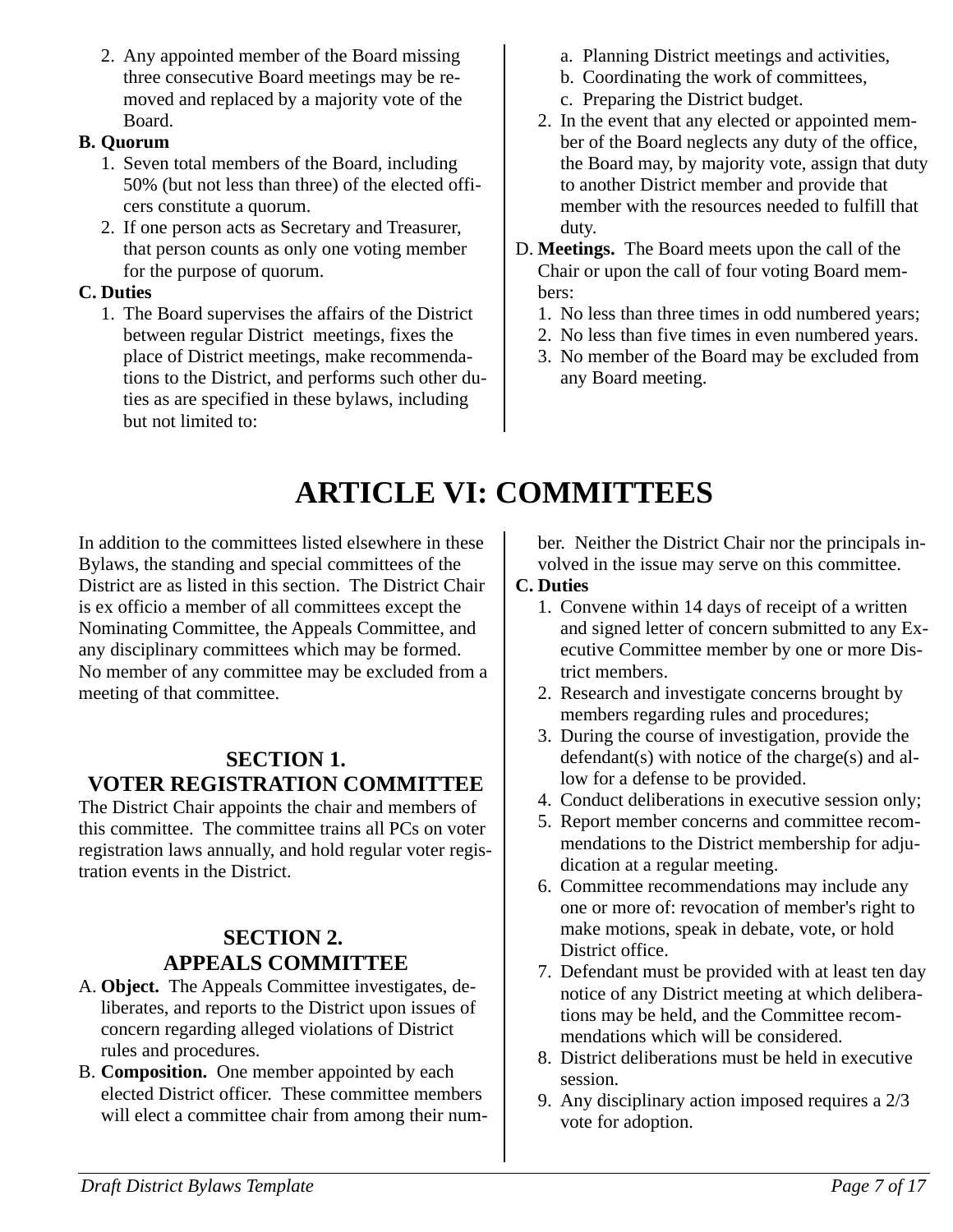2. Any appointed member of the Board missing three consecutive Board meetings may be removed and replaced by a majority vote of the Board.

**B. Quorum**

1. Seven total members of the Board, including 50% (but not less than three) of the elected officers constitute a quorum.
2. If one person acts as Secretary and Treasurer, that person counts as only one voting member for the purpose of quorum.

**C. Duties**

1. The Board supervises the affairs of the District between regular District meetings, fixes the place of District meetings, make recommendations to the District, and performs such other duties as are specified in these bylaws, including but not limited to:
   a. Planning District meetings and activities,
   b. Coordinating the work of committees,
   c. Preparing the District budget.
2. In the event that any elected or appointed member of the Board neglects any duty of the office, the Board may, by majority vote, assign that duty to another District member and provide that member with the resources needed to fulfill that duty.

D. **Meetings.** The Board meets upon the call of the Chair or upon the call of four voting Board members:

1. No less than three times in odd numbered years;
2. No less than five times in even numbered years.
3. No member of the Board may be excluded from any Board meeting.

# ARTICLE VI: COMMITTEES

In addition to the committees listed elsewhere in these Bylaws, the standing and special committees of the District are as listed in this section. The District Chair is ex officio a member of all committees except the Nominating Committee, the Appeals Committee, and any disciplinary committees which may be formed. No member of any committee may be excluded from a meeting of that committee.

## SECTION 1. VOTER REGISTRATION COMMITTEE

The District Chair appoints the chair and members of this committee. The committee trains all PCs on voter registration laws annually, and hold regular voter registration events in the District.

## SECTION 2. APPEALS COMMITTEE

A. **Object.** The Appeals Committee investigates, deliberates, and reports to the District upon issues of concern regarding alleged violations of District rules and procedures.

B. **Composition.** One member appointed by each elected District officer. These committee members will elect a committee chair from among their number. Neither the District Chair nor the principals involved in the issue may serve on this committee.

**C. Duties**

1. Convene within 14 days of receipt of a written and signed letter of concern submitted to any Executive Committee member by one or more District members.
2. Research and investigate concerns brought by members regarding rules and procedures;
3. During the course of investigation, provide the defendant(s) with notice of the charge(s) and allow for a defense to be provided.
4. Conduct deliberations in executive session only;
5. Report member concerns and committee recommendations to the District membership for adjudication at a regular meeting.
6. Committee recommendations may include any one or more of: revocation of member's right to make motions, speak in debate, vote, or hold District office.
7. Defendant must be provided with at least ten day notice of any District meeting at which deliberations may be held, and the Committee recommendations which will be considered.
8. District deliberations must be held in executive session.
9. Any disciplinary action imposed requires a 2/3 vote for adoption.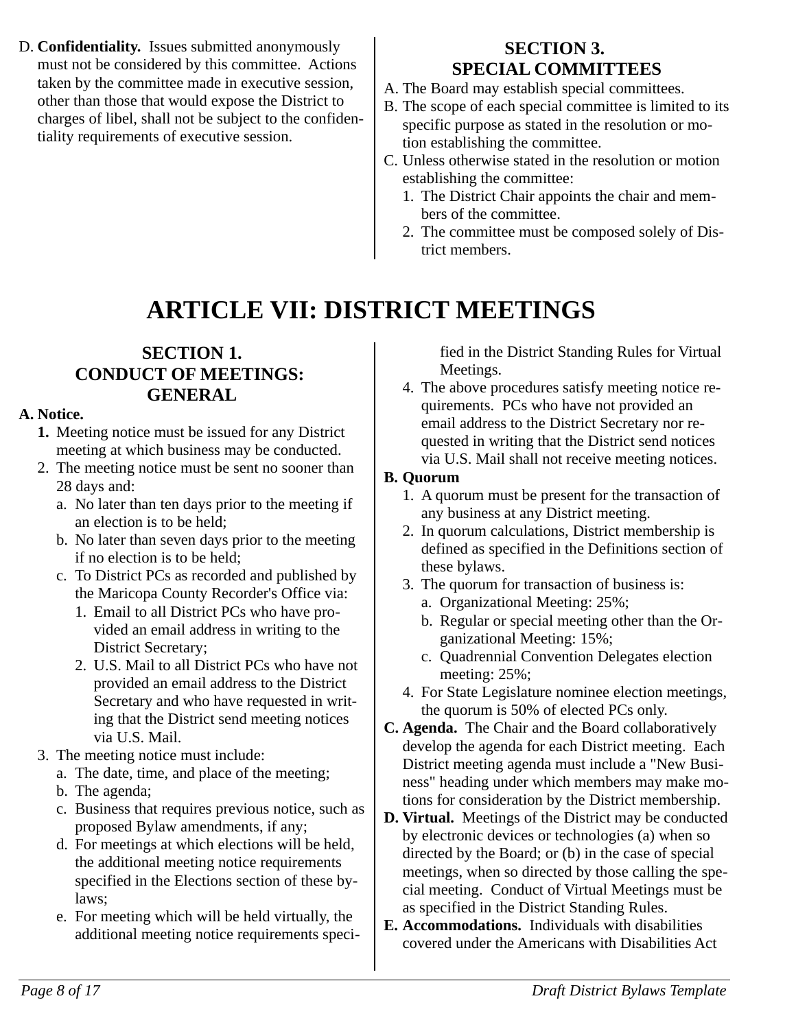D. **Confidentiality.** Issues submitted anonymously must not be considered by this committee. Actions taken by the committee made in executive session, other than those that would expose the District to charges of libel, shall not be subject to the confidentiality requirements of executive session.

### SECTION 3. SPECIAL COMMITTEES

A. The Board may establish special committees.

B. The scope of each special committee is limited to its specific purpose as stated in the resolution or motion establishing the committee.

C. Unless otherwise stated in the resolution or motion establishing the committee:

1. The District Chair appoints the chair and members of the committee.
2. The committee must be composed solely of District members.

# ARTICLE VII: DISTRICT MEETINGS

### SECTION 1. CONDUCT OF MEETINGS: GENERAL

**A. Notice.**

1. Meeting notice must be issued for any District meeting at which business may be conducted.
2. The meeting notice must be sent no sooner than 28 days and:
   a. No later than ten days prior to the meeting if an election is to be held;
   b. No later than seven days prior to the meeting if no election is to be held;
   c. To District PCs as recorded and published by the Maricopa County Recorder's Office via:
      1. Email to all District PCs who have provided an email address in writing to the District Secretary;
      2. U.S. Mail to all District PCs who have not provided an email address to the District Secretary and who have requested in writing that the District send meeting notices via U.S. Mail.
3. The meeting notice must include:
   a. The date, time, and place of the meeting;
   b. The agenda;
   c. Business that requires previous notice, such as proposed Bylaw amendments, if any;
   d. For meetings at which elections will be held, the additional meeting notice requirements specified in the Elections section of these bylaws;
   e. For meeting which will be held virtually, the additional meeting notice requirements specified in the District Standing Rules for Virtual Meetings.
4. The above procedures satisfy meeting notice requirements. PCs who have not provided an email address to the District Secretary nor requested in writing that the District send notices via U.S. Mail shall not receive meeting notices.

**B. Quorum**

1. A quorum must be present for the transaction of any business at any District meeting.
2. In quorum calculations, District membership is defined as specified in the Definitions section of these bylaws.
3. The quorum for transaction of business is:
   a. Organizational Meeting: 25%;
   b. Regular or special meeting other than the Organizational Meeting: 15%;
   c. Quadrennial Convention Delegates election meeting: 25%;
4. For State Legislature nominee election meetings, the quorum is 50% of elected PCs only.

**C. Agenda.** The Chair and the Board collaboratively develop the agenda for each District meeting. Each District meeting agenda must include a "New Business" heading under which members may make motions for consideration by the District membership.

**D. Virtual.** Meetings of the District may be conducted by electronic devices or technologies (a) when so directed by the Board; or (b) in the case of special meetings, when so directed by those calling the special meeting. Conduct of Virtual Meetings must be as specified in the District Standing Rules.

**E. Accommodations.** Individuals with disabilities covered under the Americans with Disabilities Act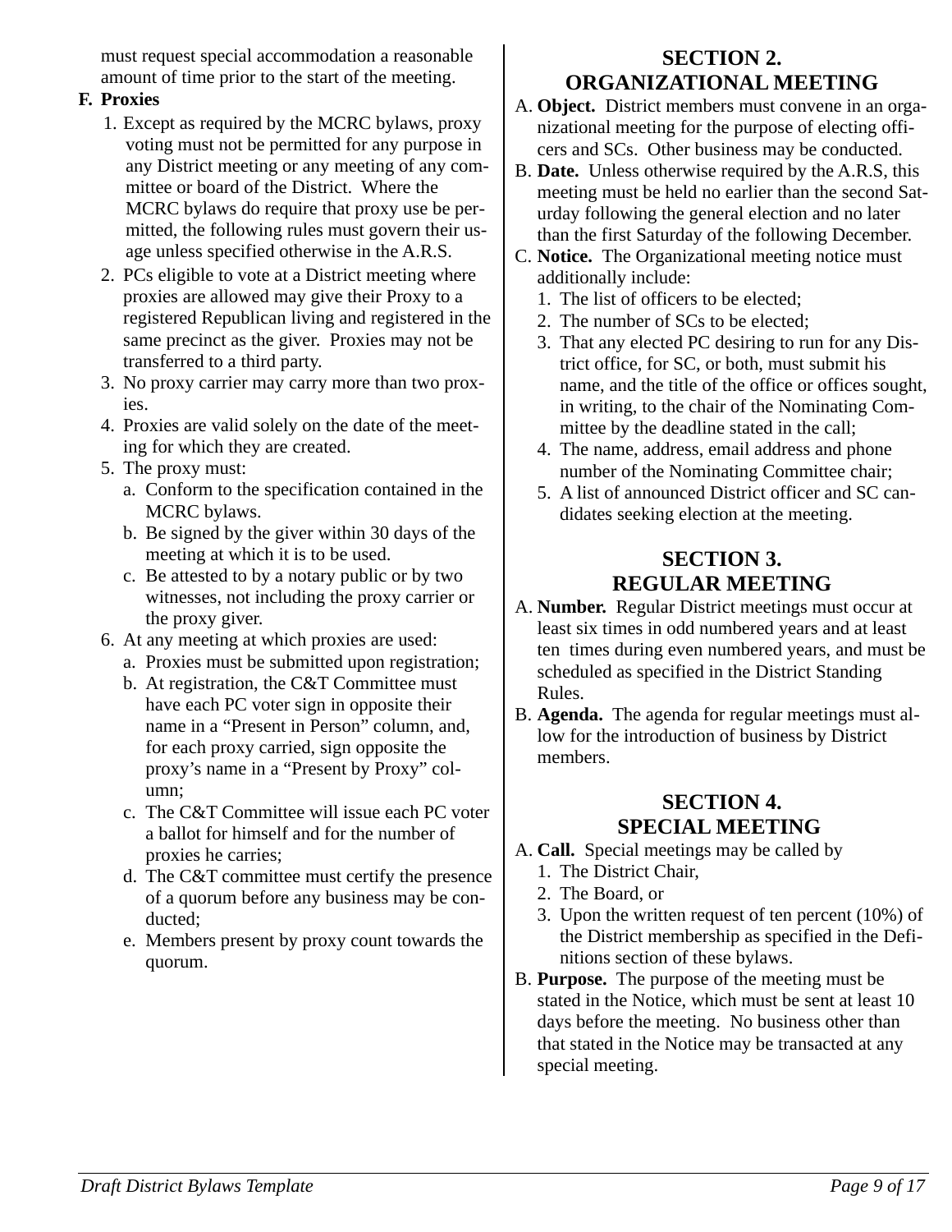must request special accommodation a reasonable amount of time prior to the start of the meeting.

**F. Proxies**

1. Except as required by the MCRC bylaws, proxy voting must not be permitted for any purpose in any District meeting or any meeting of any committee or board of the District. Where the MCRC bylaws do require that proxy use be permitted, the following rules must govern their usage unless specified otherwise in the A.R.S.
2. PCs eligible to vote at a District meeting where proxies are allowed may give their Proxy to a registered Republican living and registered in the same precinct as the giver. Proxies may not be transferred to a third party.
3. No proxy carrier may carry more than two proxies.
4. Proxies are valid solely on the date of the meeting for which they are created.
5. The proxy must:
   a. Conform to the specification contained in the MCRC bylaws.
   b. Be signed by the giver within 30 days of the meeting at which it is to be used.
   c. Be attested to by a notary public or by two witnesses, not including the proxy carrier or the proxy giver.
6. At any meeting at which proxies are used:
   a. Proxies must be submitted upon registration;
   b. At registration, the C&T Committee must have each PC voter sign in opposite their name in a “Present in Person” column, and, for each proxy carried, sign opposite the proxy’s name in a “Present by Proxy” column;
   c. The C&T Committee will issue each PC voter a ballot for himself and for the number of proxies he carries;
   d. The C&T committee must certify the presence of a quorum before any business may be conducted;
   e. Members present by proxy count towards the quorum.

## SECTION 2. ORGANIZATIONAL MEETING

A. **Object.** District members must convene in an organizational meeting for the purpose of electing officers and SCs. Other business may be conducted.

B. **Date.** Unless otherwise required by the A.R.S, this meeting must be held no earlier than the second Saturday following the general election and no later than the first Saturday of the following December.

C. **Notice.** The Organizational meeting notice must additionally include:
   1. The list of officers to be elected;
   2. The number of SCs to be elected;
   3. That any elected PC desiring to run for any District office, for SC, or both, must submit his name, and the title of the office or offices sought, in writing, to the chair of the Nominating Committee by the deadline stated in the call;
   4. The name, address, email address and phone number of the Nominating Committee chair;
   5. A list of announced District officer and SC candidates seeking election at the meeting.

## SECTION 3. REGULAR MEETING

A. **Number.** Regular District meetings must occur at least six times in odd numbered years and at least ten times during even numbered years, and must be scheduled as specified in the District Standing Rules.

B. **Agenda.** The agenda for regular meetings must allow for the introduction of business by District members.

## SECTION 4. SPECIAL MEETING

A. **Call.** Special meetings may be called by
   1. The District Chair,
   2. The Board, or
   3. Upon the written request of ten percent (10%) of the District membership as specified in the Definitions section of these bylaws.

B. **Purpose.** The purpose of the meeting must be stated in the Notice, which must be sent at least 10 days before the meeting. No business other than that stated in the Notice may be transacted at any special meeting.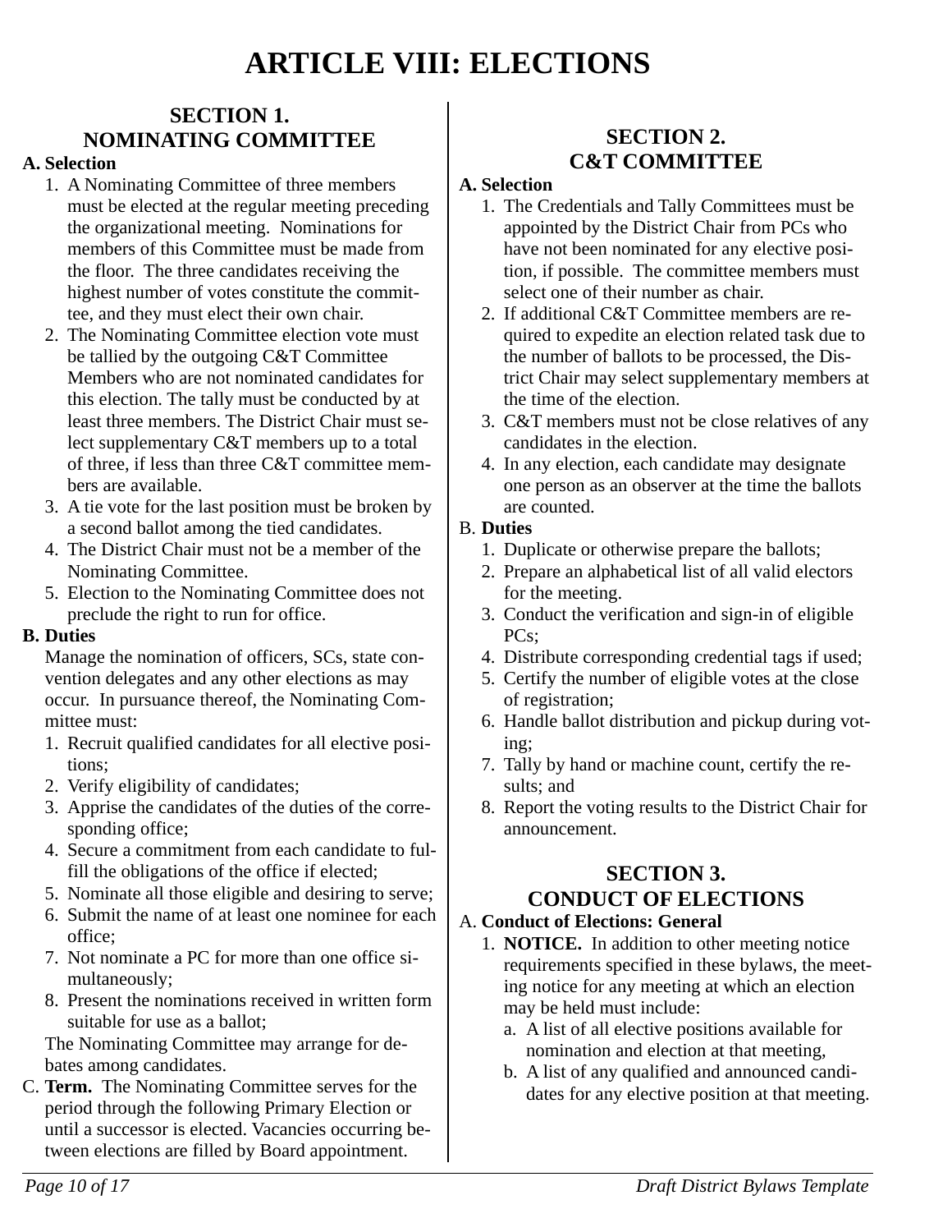# ARTICLE VIII: ELECTIONS

## SECTION 1. NOMINATING COMMITTEE

**A. Selection**

1. A Nominating Committee of three members must be elected at the regular meeting preceding the organizational meeting. Nominations for members of this Committee must be made from the floor. The three candidates receiving the highest number of votes constitute the committee, and they must elect their own chair.
2. The Nominating Committee election vote must be tallied by the outgoing C&T Committee Members who are not nominated candidates for this election. The tally must be conducted by at least three members. The District Chair must select supplementary C&T members up to a total of three, if less than three C&T committee members are available.
3. A tie vote for the last position must be broken by a second ballot among the tied candidates.
4. The District Chair must not be a member of the Nominating Committee.
5. Election to the Nominating Committee does not preclude the right to run for office.

**B. Duties**

Manage the nomination of officers, SCs, state convention delegates and any other elections as may occur. In pursuance thereof, the Nominating Committee must:

1. Recruit qualified candidates for all elective positions;
2. Verify eligibility of candidates;
3. Apprise the candidates of the duties of the corresponding office;
4. Secure a commitment from each candidate to fulfill the obligations of the office if elected;
5. Nominate all those eligible and desiring to serve;
6. Submit the name of at least one nominee for each office;
7. Not nominate a PC for more than one office simultaneously;
8. Present the nominations received in written form suitable for use as a ballot;

The Nominating Committee may arrange for debates among candidates.

C. **Term.** The Nominating Committee serves for the period through the following Primary Election or until a successor is elected. Vacancies occurring between elections are filled by Board appointment.

## SECTION 2. C&T COMMITTEE

**A. Selection**

1. The Credentials and Tally Committees must be appointed by the District Chair from PCs who have not been nominated for any elective position, if possible. The committee members must select one of their number as chair.
2. If additional C&T Committee members are required to expedite an election related task due to the number of ballots to be processed, the District Chair may select supplementary members at the time of the election.
3. C&T members must not be close relatives of any candidates in the election.
4. In any election, each candidate may designate one person as an observer at the time the ballots are counted.

B. **Duties**

1. Duplicate or otherwise prepare the ballots;
2. Prepare an alphabetical list of all valid electors for the meeting.
3. Conduct the verification and sign-in of eligible PCs;
4. Distribute corresponding credential tags if used;
5. Certify the number of eligible votes at the close of registration;
6. Handle ballot distribution and pickup during voting;
7. Tally by hand or machine count, certify the results; and
8. Report the voting results to the District Chair for announcement.

## SECTION 3. CONDUCT OF ELECTIONS

A. **Conduct of Elections: General**

1. **NOTICE.** In addition to other meeting notice requirements specified in these bylaws, the meeting notice for any meeting at which an election may be held must include:
   a. A list of all elective positions available for nomination and election at that meeting,
   b. A list of any qualified and announced candidates for any elective position at that meeting.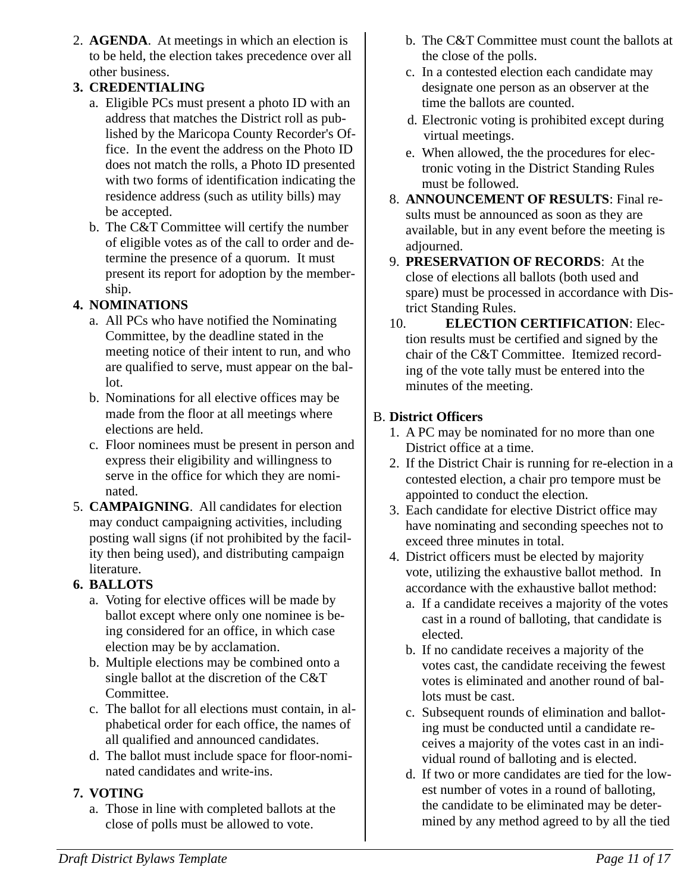2. **AGENDA**. At meetings in which an election is to be held, the election takes precedence over all other business.
3. **CREDENTIALING**
   a. Eligible PCs must present a photo ID with an address that matches the District roll as published by the Maricopa County Recorder's Office. In the event the address on the Photo ID does not match the rolls, a Photo ID presented with two forms of identification indicating the residence address (such as utility bills) may be accepted.
   b. The C&T Committee will certify the number of eligible votes as of the call to order and determine the presence of a quorum. It must present its report for adoption by the membership.
4. **NOMINATIONS**
   a. All PCs who have notified the Nominating Committee, by the deadline stated in the meeting notice of their intent to run, and who are qualified to serve, must appear on the ballot.
   b. Nominations for all elective offices may be made from the floor at all meetings where elections are held.
   c. Floor nominees must be present in person and express their eligibility and willingness to serve in the office for which they are nominated.
5. **CAMPAIGNING**. All candidates for election may conduct campaigning activities, including posting wall signs (if not prohibited by the facility then being used), and distributing campaign literature.
6. **BALLOTS**
   a. Voting for elective offices will be made by ballot except where only one nominee is being considered for an office, in which case election may be by acclamation.
   b. Multiple elections may be combined onto a single ballot at the discretion of the C&T Committee.
   c. The ballot for all elections must contain, in alphabetical order for each office, the names of all qualified and announced candidates.
   d. The ballot must include space for floor-nominated candidates and write-ins.
7. **VOTING**
   a. Those in line with completed ballots at the close of polls must be allowed to vote.
   b. The C&T Committee must count the ballots at the close of the polls.
   c. In a contested election each candidate may designate one person as an observer at the time the ballots are counted.
   d. Electronic voting is prohibited except during virtual meetings.
   e. When allowed, the the procedures for electronic voting in the District Standing Rules must be followed.
8. **ANNOUNCEMENT OF RESULTS**: Final results must be announced as soon as they are available, but in any event before the meeting is adjourned.
9. **PRESERVATION OF RECORDS**: At the close of elections all ballots (both used and spare) must be processed in accordance with District Standing Rules.
10. **ELECTION CERTIFICATION**: Election results must be certified and signed by the chair of the C&T Committee. Itemized recording of the vote tally must be entered into the minutes of the meeting.

B. **District Officers**
1. A PC may be nominated for no more than one District office at a time.
2. If the District Chair is running for re-election in a contested election, a chair pro tempore must be appointed to conduct the election.
3. Each candidate for elective District office may have nominating and seconding speeches not to exceed three minutes in total.
4. District officers must be elected by majority vote, utilizing the exhaustive ballot method. In accordance with the exhaustive ballot method:
   a. If a candidate receives a majority of the votes cast in a round of balloting, that candidate is elected.
   b. If no candidate receives a majority of the votes cast, the candidate receiving the fewest votes is eliminated and another round of ballots must be cast.
   c. Subsequent rounds of elimination and balloting must be conducted until a candidate receives a majority of the votes cast in an individual round of balloting and is elected.
   d. If two or more candidates are tied for the lowest number of votes in a round of balloting, the candidate to be eliminated may be determined by any method agreed to by all the tied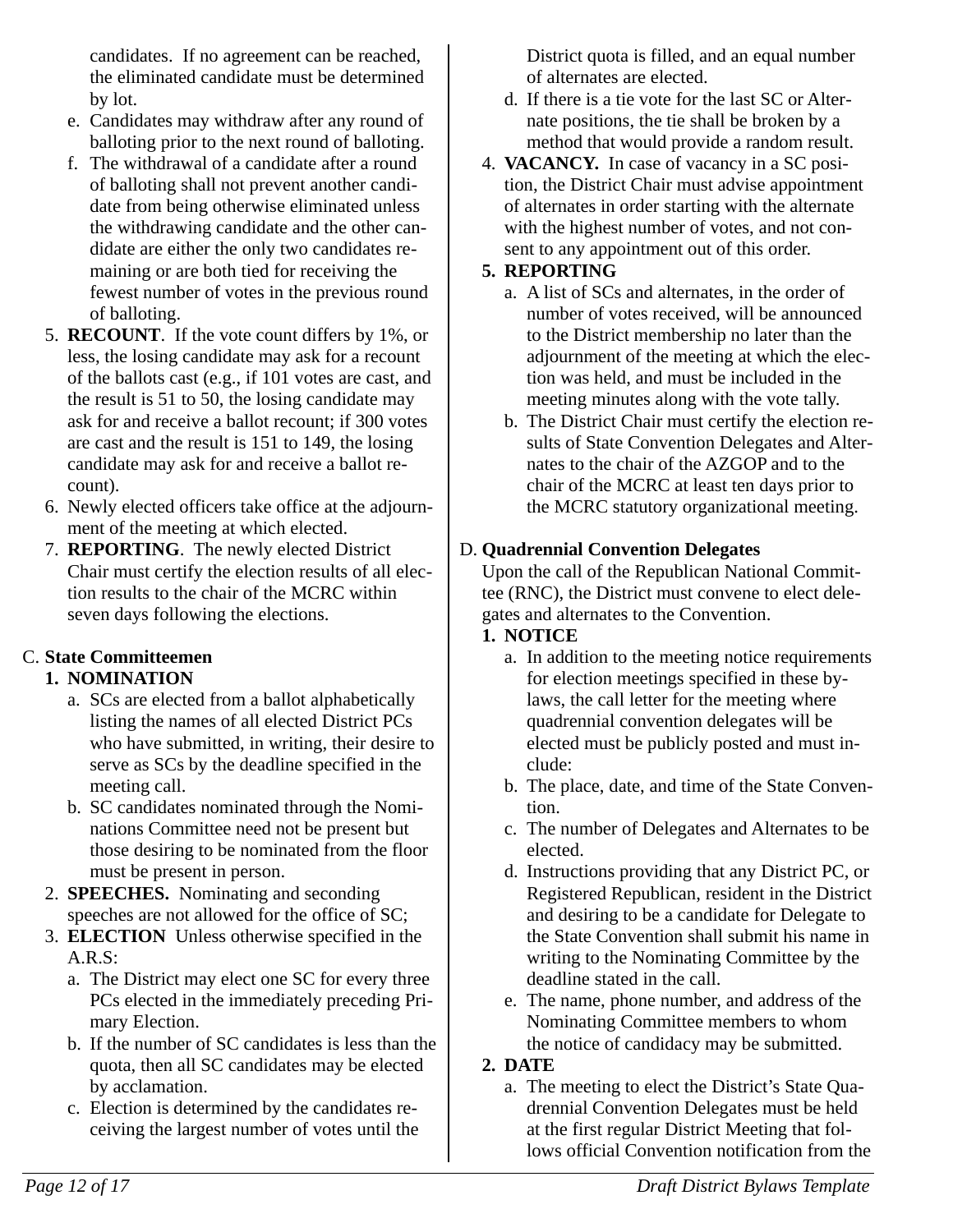candidates. If no agreement can be reached, the eliminated candidate must be determined by lot.

e. Candidates may withdraw after any round of balloting prior to the next round of balloting.

f. The withdrawal of a candidate after a round of balloting shall not prevent another candidate from being otherwise eliminated unless the withdrawing candidate and the other candidate are either the only two candidates remaining or are both tied for receiving the fewest number of votes in the previous round of balloting.

5. **RECOUNT**. If the vote count differs by 1%, or less, the losing candidate may ask for a recount of the ballots cast (e.g., if 101 votes are cast, and the result is 51 to 50, the losing candidate may ask for and receive a ballot recount; if 300 votes are cast and the result is 151 to 149, the losing candidate may ask for and receive a ballot recount).
6. Newly elected officers take office at the adjournment of the meeting at which elected.
7. **REPORTING**. The newly elected District Chair must certify the election results of all election results to the chair of the MCRC within seven days following the elections.

C. **State Committeemen**

1. **NOMINATION**
   a. SCs are elected from a ballot alphabetically listing the names of all elected District PCs who have submitted, in writing, their desire to serve as SCs by the deadline specified in the meeting call.
   b. SC candidates nominated through the Nominations Committee need not be present but those desiring to be nominated from the floor must be present in person.
2. **SPEECHES.** Nominating and seconding speeches are not allowed for the office of SC;
3. **ELECTION** Unless otherwise specified in the A.R.S:
   a. The District may elect one SC for every three PCs elected in the immediately preceding Primary Election.
   b. If the number of SC candidates is less than the quota, then all SC candidates may be elected by acclamation.
   c. Election is determined by the candidates receiving the largest number of votes until the District quota is filled, and an equal number of alternates are elected.
   d. If there is a tie vote for the last SC or Alternate positions, the tie shall be broken by a method that would provide a random result.
4. **VACANCY.** In case of vacancy in a SC position, the District Chair must advise appointment of alternates in order starting with the alternate with the highest number of votes, and not consent to any appointment out of this order.
5. **REPORTING**
   a. A list of SCs and alternates, in the order of number of votes received, will be announced to the District membership no later than the adjournment of the meeting at which the election was held, and must be included in the meeting minutes along with the vote tally.
   b. The District Chair must certify the election results of State Convention Delegates and Alternates to the chair of the AZGOP and to the chair of the MCRC at least ten days prior to the MCRC statutory organizational meeting.

D. **Quadrennial Convention Delegates**

Upon the call of the Republican National Committee (RNC), the District must convene to elect delegates and alternates to the Convention.

1. **NOTICE**
   a. In addition to the meeting notice requirements for election meetings specified in these bylaws, the call letter for the meeting where quadrennial convention delegates will be elected must be publicly posted and must include:
   b. The place, date, and time of the State Convention.
   c. The number of Delegates and Alternates to be elected.
   d. Instructions providing that any District PC, or Registered Republican, resident in the District and desiring to be a candidate for Delegate to the State Convention shall submit his name in writing to the Nominating Committee by the deadline stated in the call.
   e. The name, phone number, and address of the Nominating Committee members to whom the notice of candidacy may be submitted.
2. **DATE**
   a. The meeting to elect the District's State Quadrennial Convention Delegates must be held at the first regular District Meeting that follows official Convention notification from the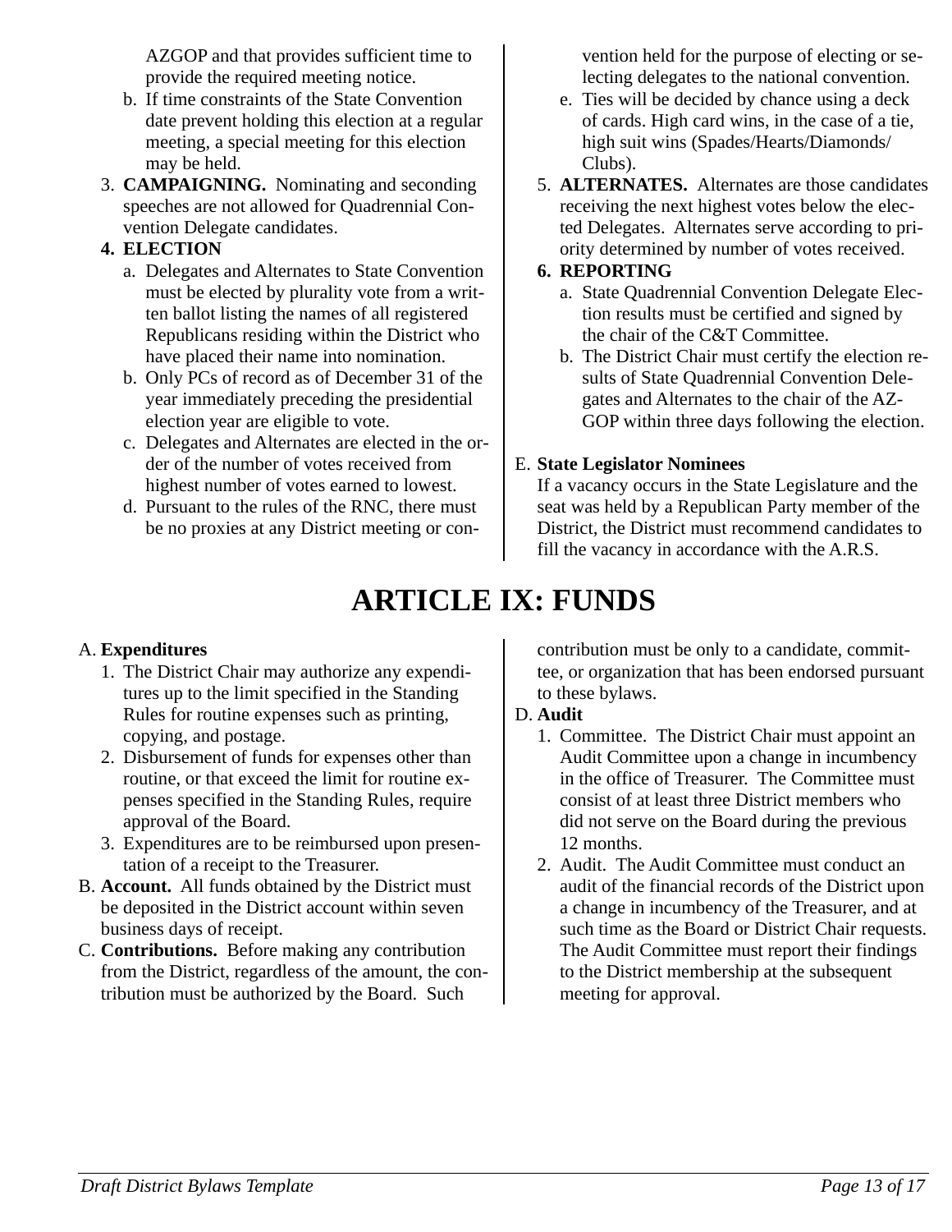AZGOP and that provides sufficient time to provide the required meeting notice.

   b. If time constraints of the State Convention date prevent holding this election at a regular meeting, a special meeting for this election may be held.

3. **CAMPAIGNING.** Nominating and seconding speeches are not allowed for Quadrennial Convention Delegate candidates.

4. **ELECTION**
   a. Delegates and Alternates to State Convention must be elected by plurality vote from a written ballot listing the names of all registered Republicans residing within the District who have placed their name into nomination.
   b. Only PCs of record as of December 31 of the year immediately preceding the presidential election year are eligible to vote.
   c. Delegates and Alternates are elected in the order of the number of votes received from highest number of votes earned to lowest.
   d. Pursuant to the rules of the RNC, there must be no proxies at any District meeting or convention held for the purpose of electing or selecting delegates to the national convention.
   e. Ties will be decided by chance using a deck of cards. High card wins, in the case of a tie, high suit wins (Spades/Hearts/Diamonds/Clubs).

5. **ALTERNATES.** Alternates are those candidates receiving the next highest votes below the elected Delegates. Alternates serve according to priority determined by number of votes received.

6. **REPORTING**
   a. State Quadrennial Convention Delegate Election results must be certified and signed by the chair of the C&T Committee.
   b. The District Chair must certify the election results of State Quadrennial Convention Delegates and Alternates to the chair of the AZGOP within three days following the election.

E. **State Legislator Nominees**
If a vacancy occurs in the State Legislature and the seat was held by a Republican Party member of the District, the District must recommend candidates to fill the vacancy in accordance with the A.R.S.

# ARTICLE IX: FUNDS

A. **Expenditures**
   1. The District Chair may authorize any expenditures up to the limit specified in the Standing Rules for routine expenses such as printing, copying, and postage.
   2. Disbursement of funds for expenses other than routine, or that exceed the limit for routine expenses specified in the Standing Rules, require approval of the Board.
   3. Expenditures are to be reimbursed upon presentation of a receipt to the Treasurer.

B. **Account.** All funds obtained by the District must be deposited in the District account within seven business days of receipt.

C. **Contributions.** Before making any contribution from the District, regardless of the amount, the contribution must be authorized by the Board. Such contribution must be only to a candidate, committee, or organization that has been endorsed pursuant to these bylaws.

D. **Audit**
   1. Committee. The District Chair must appoint an Audit Committee upon a change in incumbency in the office of Treasurer. The Committee must consist of at least three District members who did not serve on the Board during the previous 12 months.
   2. Audit. The Audit Committee must conduct an audit of the financial records of the District upon a change in incumbency of the Treasurer, and at such time as the Board or District Chair requests. The Audit Committee must report their findings to the District membership at the subsequent meeting for approval.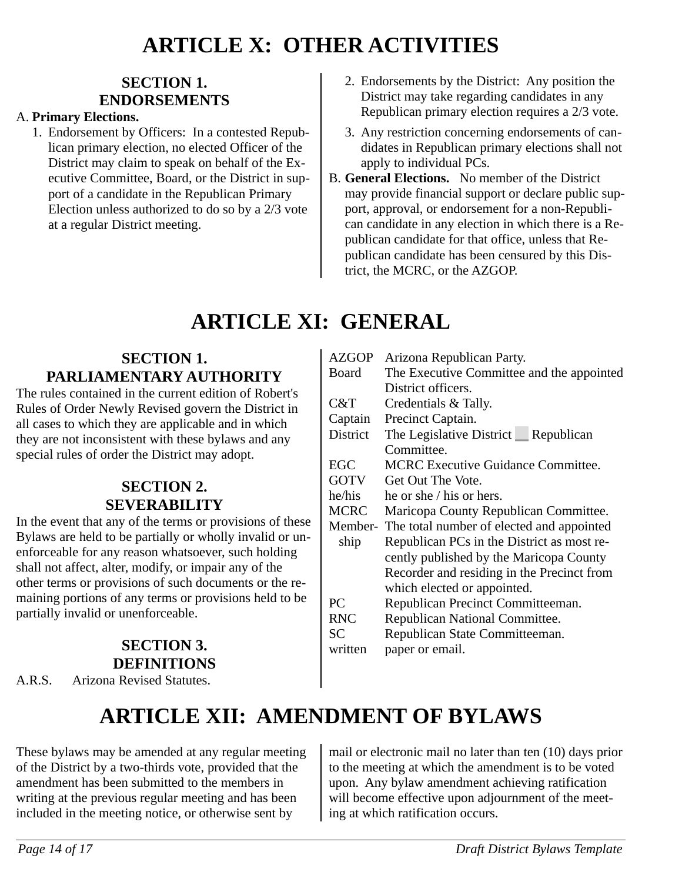# ARTICLE X: OTHER ACTIVITIES

## SECTION 1. ENDORSEMENTS

A. **Primary Elections.**

1. Endorsement by Officers: In a contested Republican primary election, no elected Officer of the District may claim to speak on behalf of the Executive Committee, Board, or the District in support of a candidate in the Republican Primary Election unless authorized to do so by a 2/3 vote at a regular District meeting.
2. Endorsements by the District: Any position the District may take regarding candidates in any Republican primary election requires a 2/3 vote.
3. Any restriction concerning endorsements of candidates in Republican primary elections shall not apply to individual PCs.

B. **General Elections.** No member of the District may provide financial support or declare public support, approval, or endorsement for a non-Republican candidate in any election in which there is a Republican candidate for that office, unless that Republican candidate has been censured by this District, the MCRC, or the AZGOP.

# ARTICLE XI: GENERAL

## SECTION 1. PARLIAMENTARY AUTHORITY

The rules contained in the current edition of Robert's Rules of Order Newly Revised govern the District in all cases to which they are applicable and in which they are not inconsistent with these bylaws and any special rules of order the District may adopt.

## SECTION 2. SEVERABILITY

In the event that any of the terms or provisions of these Bylaws are held to be partially or wholly invalid or unenforceable for any reason whatsoever, such holding shall not affect, alter, modify, or impair any of the other terms or provisions of such documents or the remaining portions of any terms or provisions held to be partially invalid or unenforceable.

## SECTION 3. DEFINITIONS

| | |
|---|---|
| A.R.S. | Arizona Revised Statutes. |
| AZGOP | Arizona Republican Party. |
| Board | The Executive Committee and the appointed District officers. |
| C&T | Credentials & Tally. |
| Captain | Precinct Captain. |
| District | The Legislative District __ Republican Committee. |
| EGC | MCRC Executive Guidance Committee. |
| GOTV | Get Out The Vote. |
| he/his | he or she / his or hers. |
| MCRC | Maricopa County Republican Committee. |
| Membership | The total number of elected and appointed Republican PCs in the District as most recently published by the Maricopa County Recorder and residing in the Precinct from which elected or appointed. |
| PC | Republican Precinct Committeeman. |
| RNC | Republican National Committee. |
| SC | Republican State Committeeman. |
| written | paper or email. |

# ARTICLE XII: AMENDMENT OF BYLAWS

These bylaws may be amended at any regular meeting of the District by a two-thirds vote, provided that the amendment has been submitted to the members in writing at the previous regular meeting and has been included in the meeting notice, or otherwise sent by mail or electronic mail no later than ten (10) days prior to the meeting at which the amendment is to be voted upon. Any bylaw amendment achieving ratification will become effective upon adjournment of the meeting at which ratification occurs.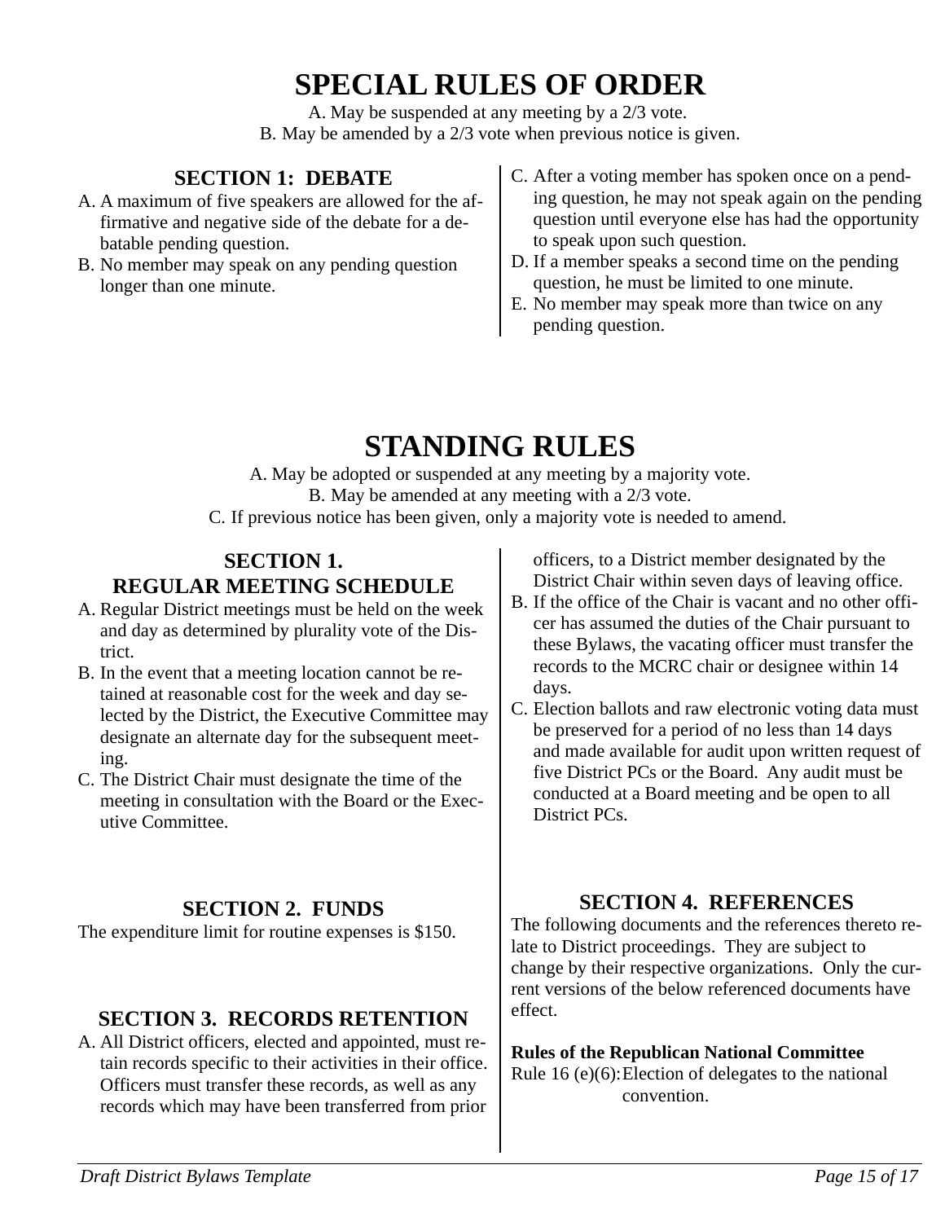# SPECIAL RULES OF ORDER

A. May be suspended at any meeting by a 2/3 vote.
B. May be amended by a 2/3 vote when previous notice is given.

## SECTION 1: DEBATE

A. A maximum of five speakers are allowed for the affirmative and negative side of the debate for a debatable pending question.
B. No member may speak on any pending question longer than one minute.
C. After a voting member has spoken once on a pending question, he may not speak again on the pending question until everyone else has had the opportunity to speak upon such question.
D. If a member speaks a second time on the pending question, he must be limited to one minute.
E. No member may speak more than twice on any pending question.

# STANDING RULES

A. May be adopted or suspended at any meeting by a majority vote.
B. May be amended at any meeting with a 2/3 vote.
C. If previous notice has been given, only a majority vote is needed to amend.

## SECTION 1. REGULAR MEETING SCHEDULE

A. Regular District meetings must be held on the week and day as determined by plurality vote of the District.
B. In the event that a meeting location cannot be retained at reasonable cost for the week and day selected by the District, the Executive Committee may designate an alternate day for the subsequent meeting.
C. The District Chair must designate the time of the meeting in consultation with the Board or the Executive Committee.

## SECTION 2. FUNDS

The expenditure limit for routine expenses is $150.

## SECTION 3. RECORDS RETENTION

A. All District officers, elected and appointed, must retain records specific to their activities in their office. Officers must transfer these records, as well as any records which may have been transferred from prior officers, to a District member designated by the District Chair within seven days of leaving office.
B. If the office of the Chair is vacant and no other officer has assumed the duties of the Chair pursuant to these Bylaws, the vacating officer must transfer the records to the MCRC chair or designee within 14 days.
C. Election ballots and raw electronic voting data must be preserved for a period of no less than 14 days and made available for audit upon written request of five District PCs or the Board. Any audit must be conducted at a Board meeting and be open to all District PCs.

## SECTION 4. REFERENCES

The following documents and the references thereto relate to District proceedings. They are subject to change by their respective organizations. Only the current versions of the below referenced documents have effect.

**Rules of the Republican National Committee**

Rule 16 (e)(6): Election of delegates to the national convention.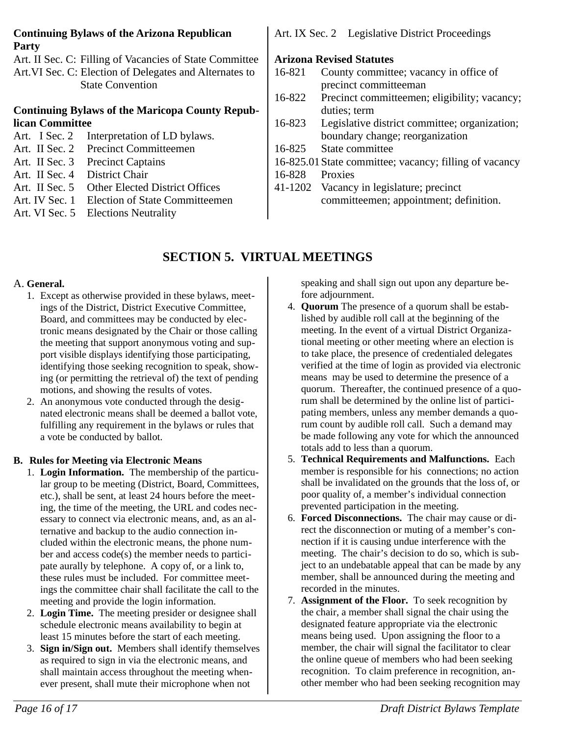**Continuing Bylaws of the Arizona Republican Party**

Art. II Sec. C: Filling of Vacancies of State Committee
Art.VI Sec. C: Election of Delegates and Alternates to State Convention

**Continuing Bylaws of the Maricopa County Republican Committee**

| | |
|---|---|
| Art. I Sec. 2 | Interpretation of LD bylaws. |
| Art. II Sec. 2 | Precinct Committeemen |
| Art. II Sec. 3 | Precinct Captains |
| Art. II Sec. 4 | District Chair |
| Art. II Sec. 5 | Other Elected District Offices |
| Art. IV Sec. 1 | Election of State Committeemen |
| Art. VI Sec. 5 | Elections Neutrality |
| Art. IX Sec. 2 | Legislative District Proceedings |

**Arizona Revised Statutes**

| | |
|---|---|
| 16-821 | County committee; vacancy in office of precinct committeeman |
| 16-822 | Precinct committeemen; eligibility; vacancy; duties; term |
| 16-823 | Legislative district committee; organization; boundary change; reorganization |
| 16-825 | State committee |
| 16-825.01 | State committee; vacancy; filling of vacancy |
| 16-828 | Proxies |
| 41-1202 | Vacancy in legislature; precinct committeemen; appointment; definition. |

## SECTION 5. VIRTUAL MEETINGS

A. **General.**

1. Except as otherwise provided in these bylaws, meetings of the District, District Executive Committee, Board, and committees may be conducted by electronic means designated by the Chair or those calling the meeting that support anonymous voting and support visible displays identifying those participating, identifying those seeking recognition to speak, showing (or permitting the retrieval of) the text of pending motions, and showing the results of votes.
2. An anonymous vote conducted through the designated electronic means shall be deemed a ballot vote, fulfilling any requirement in the bylaws or rules that a vote be conducted by ballot.

**B. Rules for Meeting via Electronic Means**

1. **Login Information.** The membership of the particular group to be meeting (District, Board, Committees, etc.), shall be sent, at least 24 hours before the meeting, the time of the meeting, the URL and codes necessary to connect via electronic means, and, as an alternative and backup to the audio connection included within the electronic means, the phone number and access code(s) the member needs to participate aurally by telephone. A copy of, or a link to, these rules must be included. For committee meetings the committee chair shall facilitate the call to the meeting and provide the login information.
2. **Login Time.** The meeting presider or designee shall schedule electronic means availability to begin at least 15 minutes before the start of each meeting.
3. **Sign in/Sign out.** Members shall identify themselves as required to sign in via the electronic means, and shall maintain access throughout the meeting whenever present, shall mute their microphone when not speaking and shall sign out upon any departure before adjournment.
4. **Quorum** The presence of a quorum shall be established by audible roll call at the beginning of the meeting. In the event of a virtual District Organizational meeting or other meeting where an election is to take place, the presence of credentialed delegates verified at the time of login as provided via electronic means may be used to determine the presence of a quorum. Thereafter, the continued presence of a quorum shall be determined by the online list of participating members, unless any member demands a quorum count by audible roll call. Such a demand may be made following any vote for which the announced totals add to less than a quorum.
5. **Technical Requirements and Malfunctions.** Each member is responsible for his connections; no action shall be invalidated on the grounds that the loss of, or poor quality of, a member's individual connection prevented participation in the meeting.
6. **Forced Disconnections.** The chair may cause or direct the disconnection or muting of a member's connection if it is causing undue interference with the meeting. The chair's decision to do so, which is subject to an undebatable appeal that can be made by any member, shall be announced during the meeting and recorded in the minutes.
7. **Assignment of the Floor.** To seek recognition by the chair, a member shall signal the chair using the designated feature appropriate via the electronic means being used. Upon assigning the floor to a member, the chair will signal the facilitator to clear the online queue of members who had been seeking recognition. To claim preference in recognition, another member who had been seeking recognition may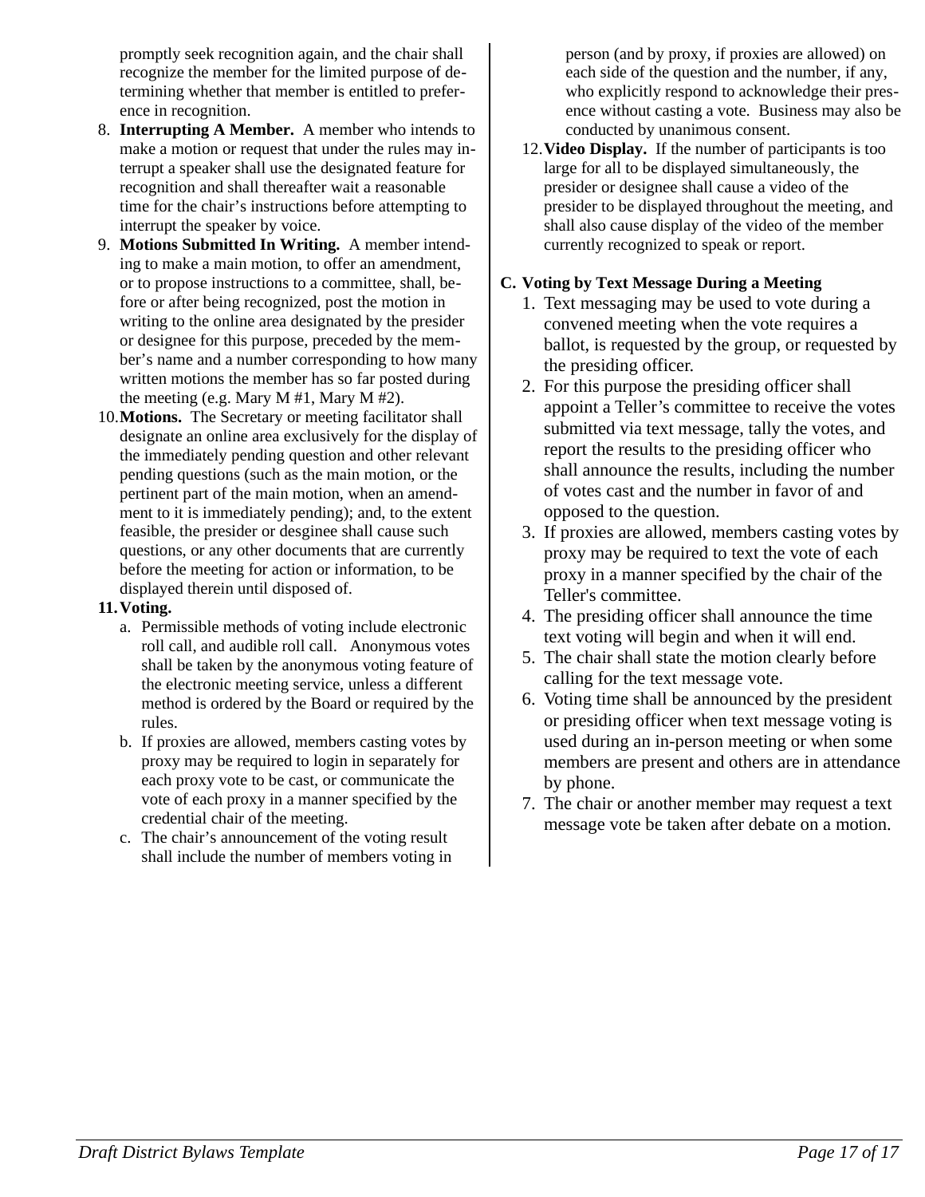promptly seek recognition again, and the chair shall recognize the member for the limited purpose of determining whether that member is entitled to preference in recognition.

8. **Interrupting A Member.** A member who intends to make a motion or request that under the rules may interrupt a speaker shall use the designated feature for recognition and shall thereafter wait a reasonable time for the chair's instructions before attempting to interrupt the speaker by voice.
9. **Motions Submitted In Writing.** A member intending to make a main motion, to offer an amendment, or to propose instructions to a committee, shall, before or after being recognized, post the motion in writing to the online area designated by the presider or designee for this purpose, preceded by the member's name and a number corresponding to how many written motions the member has so far posted during the meeting (e.g. Mary M #1, Mary M #2).
10. **Motions.** The Secretary or meeting facilitator shall designate an online area exclusively for the display of the immediately pending question and other relevant pending questions (such as the main motion, or the pertinent part of the main motion, when an amendment to it is immediately pending); and, to the extent feasible, the presider or desginee shall cause such questions, or any other documents that are currently before the meeting for action or information, to be displayed therein until disposed of.
11. **Voting.**
    a. Permissible methods of voting include electronic roll call, and audible roll call. Anonymous votes shall be taken by the anonymous voting feature of the electronic meeting service, unless a different method is ordered by the Board or required by the rules.
    b. If proxies are allowed, members casting votes by proxy may be required to login in separately for each proxy vote to be cast, or communicate the vote of each proxy in a manner specified by the credential chair of the meeting.
    c. The chair's announcement of the voting result shall include the number of members voting in person (and by proxy, if proxies are allowed) on each side of the question and the number, if any, who explicitly respond to acknowledge their presence without casting a vote. Business may also be conducted by unanimous consent.
12. **Video Display.** If the number of participants is too large for all to be displayed simultaneously, the presider or designee shall cause a video of the presider to be displayed throughout the meeting, and shall also cause display of the video of the member currently recognized to speak or report.

**C. Voting by Text Message During a Meeting**

1. Text messaging may be used to vote during a convened meeting when the vote requires a ballot, is requested by the group, or requested by the presiding officer.
2. For this purpose the presiding officer shall appoint a Teller's committee to receive the votes submitted via text message, tally the votes, and report the results to the presiding officer who shall announce the results, including the number of votes cast and the number in favor of and opposed to the question.
3. If proxies are allowed, members casting votes by proxy may be required to text the vote of each proxy in a manner specified by the chair of the Teller's committee.
4. The presiding officer shall announce the time text voting will begin and when it will end.
5. The chair shall state the motion clearly before calling for the text message vote.
6. Voting time shall be announced by the president or presiding officer when text message voting is used during an in-person meeting or when some members are present and others are in attendance by phone.
7. The chair or another member may request a text message vote be taken after debate on a motion.